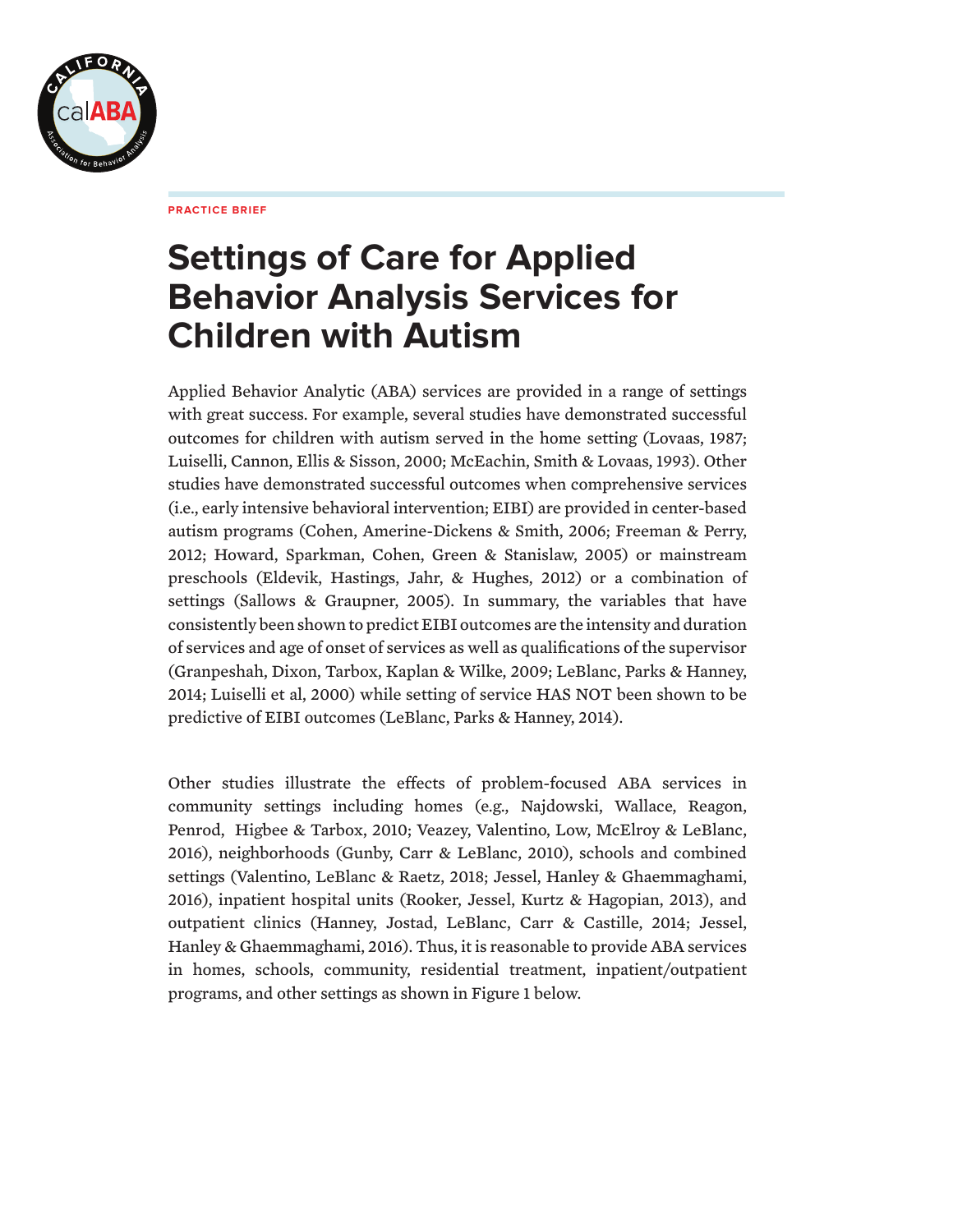PRACTICE BRIEF

# Settings of Care for Applied Behavior Analysis Services for Children with Autism

Applied Behavior Analytic (ABA) services are provided in a range of settings with great success. For example, several studies have demonstrated successful outcomes for children with autism served in the home setting (Lovaas, 1987; Luiselli, Cannon, Ellis & Sisson, 2000; McEachin, Smith & Lovaas, 1993). Other studies have demonstrated successful outcomes when comprehensive services (i.e., early intensive behavioral intervention; EIBI) are provided in center-based autism programs (Cohen, Amerine-Dickens & Smith, 2006; Freeman & Perry, 2012; Howard, Sparkman, Cohen, Green & Stanislaw, 2005) or mainstream preschools (Eldevik, Hastings, Jahr, & Hughes, 2012) or a combination of settings (Sallows & Graupner, 2005). In summary, the variables that have consistently been shown to predict EIBI outcomes are the intensity and duration of services and age of onset of services as well as qualifications of the supervisor (Granpeshah, Dixon, Tarbox, Kaplan & Wilke, 2009; LeBlanc, Parks & Hanney, 2014; Luiselli et al, 2000) while setting of service HAS NOT been shown to be predictive of EIBI outcomes (LeBlanc, Parks & Hanney, 2014).

Other studies illustrate the effects of problem-focused ABA services in community settings including homes (e.g., Najdowski, Wallace, Reagon, Penrod, Higbee & Tarbox, 2010; Veazey, Valentino, Low, McElroy & LeBlanc, 2016), neighborhoods (Gunby, Carr & LeBlanc, 2010), schools and combined settings (Valentino, LeBlanc & Raetz, 2018; Jessel, Hanley & Ghaemmaghami, 2016), inpatient hospital units (Rooker, Jessel, Kurtz & Hagopian, 2013), and outpatient clinics (Hanney, Jostad, LeBlanc, Carr & Castille, 2014; Jessel, Hanley & Ghaemmaghami, 2016). Thus, it is reasonable to provide ABA services in homes, schools, community, residential treatment, inpatient/outpatient programs, and other settings as shown in Figure 1 below.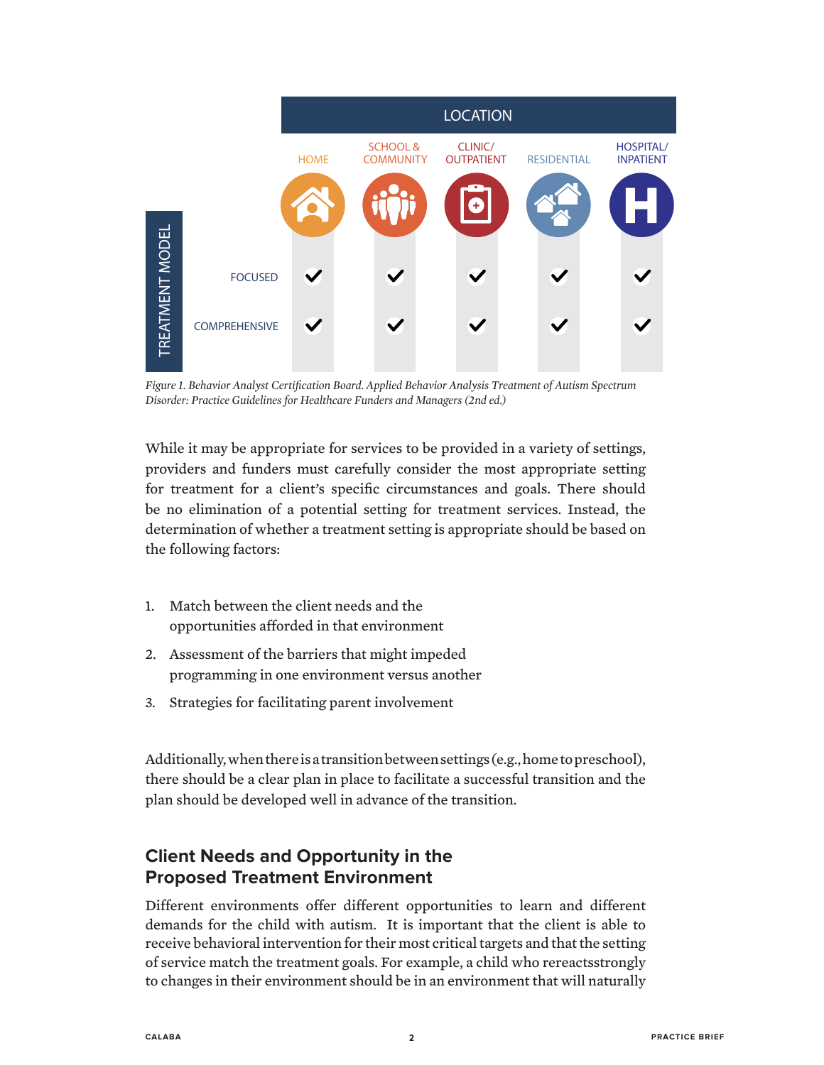|  | LOCATION | | | | |
|---|---|---|---|---|---|
| TREATMENT MODEL | HOME | SCHOOL & COMMUNITY | CLINIC/ OUTPATIENT | RESIDENTIAL | HOSPITAL/ INPATIENT |
| FOCUSED | ✓ | ✓ | ✓ | ✓ | ✓ |
| COMPREHENSIVE | ✓ | ✓ | ✓ | ✓ | ✓ |

*Figure 1. Behavior Analyst Certification Board. Applied Behavior Analysis Treatment of Autism Spectrum Disorder: Practice Guidelines for Healthcare Funders and Managers (2nd ed.)*

While it may be appropriate for services to be provided in a variety of settings, providers and funders must carefully consider the most appropriate setting for treatment for a client's specific circumstances and goals. There should be no elimination of a potential setting for treatment services. Instead, the determination of whether a treatment setting is appropriate should be based on the following factors:

1. Match between the client needs and the opportunities afforded in that environment
2. Assessment of the barriers that might impeded programming in one environment versus another
3. Strategies for facilitating parent involvement

Additionally, when there is a transition between settings (e.g., home to preschool), there should be a clear plan in place to facilitate a successful transition and the plan should be developed well in advance of the transition.

## Client Needs and Opportunity in the Proposed Treatment Environment

Different environments offer different opportunities to learn and different demands for the child with autism. It is important that the client is able to receive behavioral intervention for their most critical targets and that the setting of service match the treatment goals. For example, a child who rereactsstrongly to changes in their environment should be in an environment that will naturally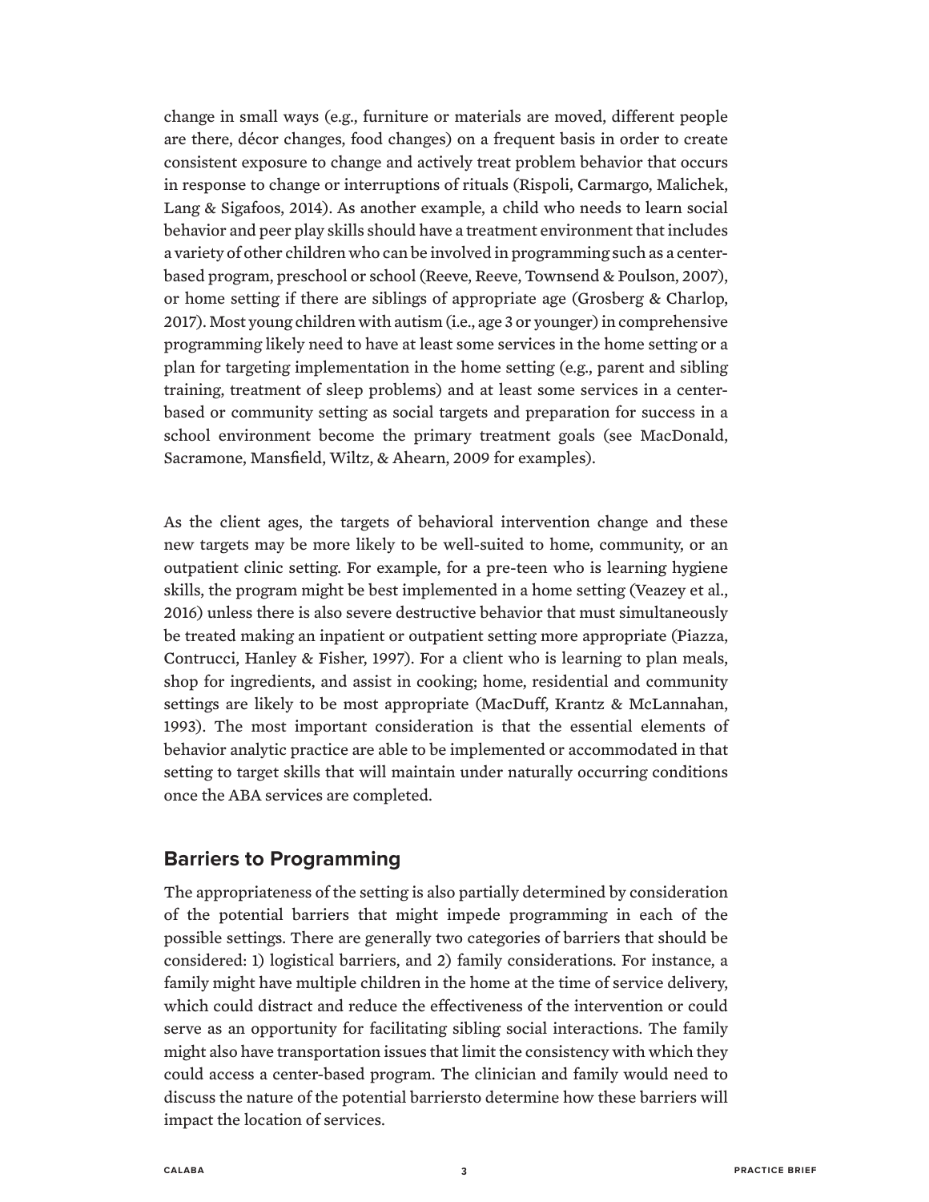change in small ways (e.g., furniture or materials are moved, different people are there, décor changes, food changes) on a frequent basis in order to create consistent exposure to change and actively treat problem behavior that occurs in response to change or interruptions of rituals (Rispoli, Carmargo, Malichek, Lang & Sigafoos, 2014). As another example, a child who needs to learn social behavior and peer play skills should have a treatment environment that includes a variety of other children who can be involved in programming such as a center-based program, preschool or school (Reeve, Reeve, Townsend & Poulson, 2007), or home setting if there are siblings of appropriate age (Grosberg & Charlop, 2017). Most young children with autism (i.e., age 3 or younger) in comprehensive programming likely need to have at least some services in the home setting or a plan for targeting implementation in the home setting (e.g., parent and sibling training, treatment of sleep problems) and at least some services in a center-based or community setting as social targets and preparation for success in a school environment become the primary treatment goals (see MacDonald, Sacramone, Mansfield, Wiltz, & Ahearn, 2009 for examples).

As the client ages, the targets of behavioral intervention change and these new targets may be more likely to be well-suited to home, community, or an outpatient clinic setting. For example, for a pre-teen who is learning hygiene skills, the program might be best implemented in a home setting (Veazey et al., 2016) unless there is also severe destructive behavior that must simultaneously be treated making an inpatient or outpatient setting more appropriate (Piazza, Contrucci, Hanley & Fisher, 1997). For a client who is learning to plan meals, shop for ingredients, and assist in cooking; home, residential and community settings are likely to be most appropriate (MacDuff, Krantz & McLannahan, 1993). The most important consideration is that the essential elements of behavior analytic practice are able to be implemented or accommodated in that setting to target skills that will maintain under naturally occurring conditions once the ABA services are completed.

## Barriers to Programming

The appropriateness of the setting is also partially determined by consideration of the potential barriers that might impede programming in each of the possible settings. There are generally two categories of barriers that should be considered: 1) logistical barriers, and 2) family considerations. For instance, a family might have multiple children in the home at the time of service delivery, which could distract and reduce the effectiveness of the intervention or could serve as an opportunity for facilitating sibling social interactions. The family might also have transportation issues that limit the consistency with which they could access a center-based program. The clinician and family would need to discuss the nature of the potential barriersto determine how these barriers will impact the location of services.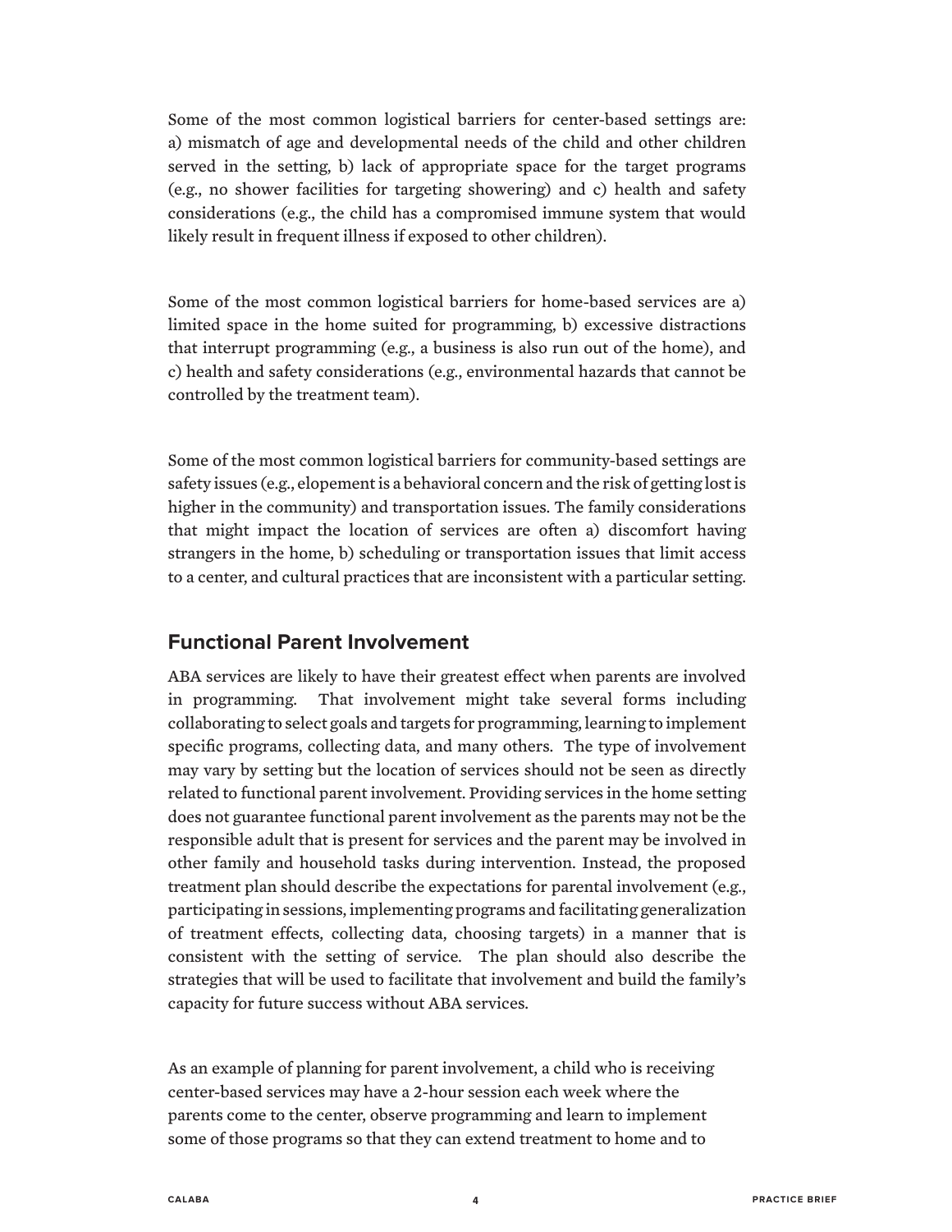Some of the most common logistical barriers for center-based settings are: a) mismatch of age and developmental needs of the child and other children served in the setting, b) lack of appropriate space for the target programs (e.g., no shower facilities for targeting showering) and c) health and safety considerations (e.g., the child has a compromised immune system that would likely result in frequent illness if exposed to other children).

Some of the most common logistical barriers for home-based services are a) limited space in the home suited for programming, b) excessive distractions that interrupt programming (e.g., a business is also run out of the home), and c) health and safety considerations (e.g., environmental hazards that cannot be controlled by the treatment team).

Some of the most common logistical barriers for community-based settings are safety issues (e.g., elopement is a behavioral concern and the risk of getting lost is higher in the community) and transportation issues. The family considerations that might impact the location of services are often a) discomfort having strangers in the home, b) scheduling or transportation issues that limit access to a center, and cultural practices that are inconsistent with a particular setting.

## Functional Parent Involvement

ABA services are likely to have their greatest effect when parents are involved in programming. That involvement might take several forms including collaborating to select goals and targets for programming, learning to implement specific programs, collecting data, and many others. The type of involvement may vary by setting but the location of services should not be seen as directly related to functional parent involvement. Providing services in the home setting does not guarantee functional parent involvement as the parents may not be the responsible adult that is present for services and the parent may be involved in other family and household tasks during intervention. Instead, the proposed treatment plan should describe the expectations for parental involvement (e.g., participating in sessions, implementing programs and facilitating generalization of treatment effects, collecting data, choosing targets) in a manner that is consistent with the setting of service. The plan should also describe the strategies that will be used to facilitate that involvement and build the family's capacity for future success without ABA services.

As an example of planning for parent involvement, a child who is receiving center-based services may have a 2-hour session each week where the parents come to the center, observe programming and learn to implement some of those programs so that they can extend treatment to home and to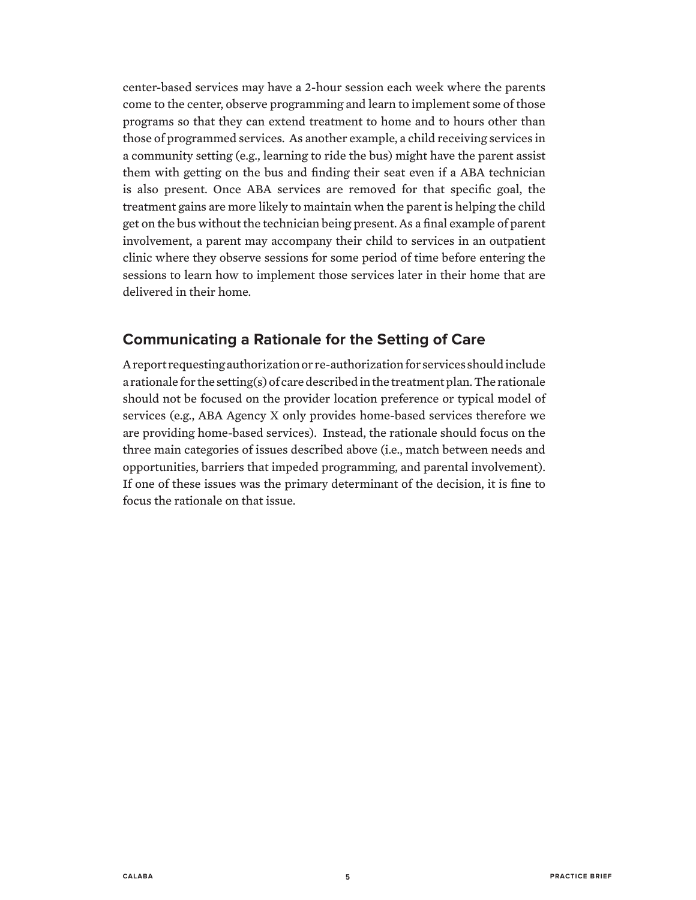center-based services may have a 2-hour session each week where the parents come to the center, observe programming and learn to implement some of those programs so that they can extend treatment to home and to hours other than those of programmed services. As another example, a child receiving services in a community setting (e.g., learning to ride the bus) might have the parent assist them with getting on the bus and finding their seat even if a ABA technician is also present. Once ABA services are removed for that specific goal, the treatment gains are more likely to maintain when the parent is helping the child get on the bus without the technician being present. As a final example of parent involvement, a parent may accompany their child to services in an outpatient clinic where they observe sessions for some period of time before entering the sessions to learn how to implement those services later in their home that are delivered in their home.

## Communicating a Rationale for the Setting of Care

A report requesting authorization or re-authorization for services should include a rationale for the setting(s) of care described in the treatment plan. The rationale should not be focused on the provider location preference or typical model of services (e.g., ABA Agency X only provides home-based services therefore we are providing home-based services). Instead, the rationale should focus on the three main categories of issues described above (i.e., match between needs and opportunities, barriers that impeded programming, and parental involvement). If one of these issues was the primary determinant of the decision, it is fine to focus the rationale on that issue.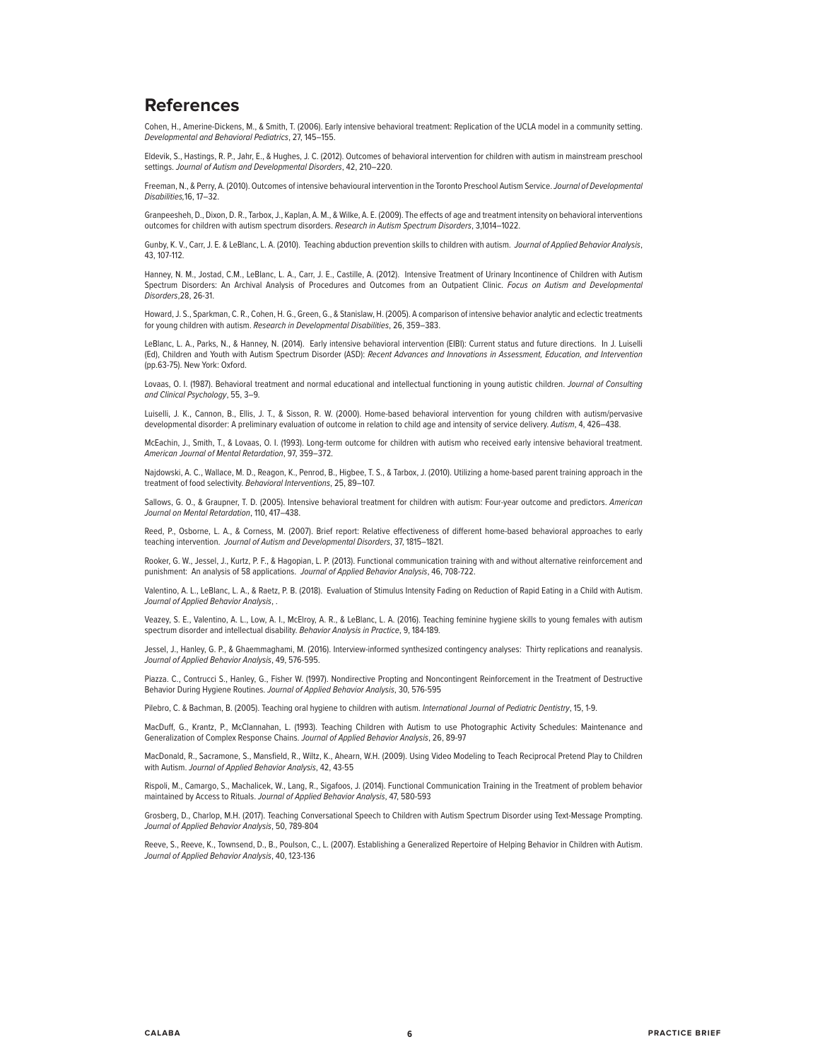# References

Cohen, H., Amerine-Dickens, M., & Smith, T. (2006). Early intensive behavioral treatment: Replication of the UCLA model in a community setting. *Developmental and Behavioral Pediatrics*, 27, 145–155.

Eldevik, S., Hastings, R. P., Jahr, E., & Hughes, J. C. (2012). Outcomes of behavioral intervention for children with autism in mainstream preschool settings. *Journal of Autism and Developmental Disorders*, 42, 210–220.

Freeman, N., & Perry, A. (2010). Outcomes of intensive behavioural intervention in the Toronto Preschool Autism Service. *Journal of Developmental Disabilities*,16, 17–32.

Granpeesheh, D., Dixon, D. R., Tarbox, J., Kaplan, A. M., & Wilke, A. E. (2009). The effects of age and treatment intensity on behavioral interventions outcomes for children with autism spectrum disorders. *Research in Autism Spectrum Disorders*, 3,1014–1022.

Gunby, K. V., Carr, J. E. & LeBlanc, L. A. (2010). Teaching abduction prevention skills to children with autism. *Journal of Applied Behavior Analysis*, 43, 107-112.

Hanney, N. M., Jostad, C.M., LeBlanc, L. A., Carr, J. E., Castille, A. (2012). Intensive Treatment of Urinary Incontinence of Children with Autism Spectrum Disorders: An Archival Analysis of Procedures and Outcomes from an Outpatient Clinic. *Focus on Autism and Developmental Disorders*,28, 26-31.

Howard, J. S., Sparkman, C. R., Cohen, H. G., Green, G., & Stanislaw, H. (2005). A comparison of intensive behavior analytic and eclectic treatments for young children with autism. *Research in Developmental Disabilities*, 26, 359–383.

LeBlanc, L. A., Parks, N., & Hanney, N. (2014). Early intensive behavioral intervention (EIBI): Current status and future directions. In J. Luiselli (Ed), Children and Youth with Autism Spectrum Disorder (ASD): *Recent Advances and Innovations in Assessment, Education, and Intervention* (pp.63-75). New York: Oxford.

Lovaas, O. I. (1987). Behavioral treatment and normal educational and intellectual functioning in young autistic children. *Journal of Consulting and Clinical Psychology*, 55, 3–9.

Luiselli, J. K., Cannon, B., Ellis, J. T., & Sisson, R. W. (2000). Home-based behavioral intervention for young children with autism/pervasive developmental disorder: A preliminary evaluation of outcome in relation to child age and intensity of service delivery. *Autism*, 4, 426–438.

McEachin, J., Smith, T., & Lovaas, O. I. (1993). Long-term outcome for children with autism who received early intensive behavioral treatment. *American Journal of Mental Retardation*, 97, 359–372.

Najdowski, A. C., Wallace, M. D., Reagon, K., Penrod, B., Higbee, T. S., & Tarbox, J. (2010). Utilizing a home-based parent training approach in the treatment of food selectivity. *Behavioral Interventions*, 25, 89–107.

Sallows, G. O., & Graupner, T. D. (2005). Intensive behavioral treatment for children with autism: Four-year outcome and predictors. *American Journal on Mental Retardation*, 110, 417–438.

Reed, P., Osborne, L. A., & Corness, M. (2007). Brief report: Relative effectiveness of different home-based behavioral approaches to early teaching intervention. *Journal of Autism and Developmental Disorders*, 37, 1815–1821.

Rooker, G. W., Jessel, J., Kurtz, P. F., & Hagopian, L. P. (2013). Functional communication training with and without alternative reinforcement and punishment: An analysis of 58 applications. *Journal of Applied Behavior Analysis*, 46, 708-722.

Valentino, A. L., LeBlanc, L. A., & Raetz, P. B. (2018). Evaluation of Stimulus Intensity Fading on Reduction of Rapid Eating in a Child with Autism. *Journal of Applied Behavior Analysis*, .

Veazey, S. E., Valentino, A. L., Low, A. I., McElroy, A. R., & LeBlanc, L. A. (2016). Teaching feminine hygiene skills to young females with autism spectrum disorder and intellectual disability. *Behavior Analysis in Practice*, 9, 184-189.

Jessel, J., Hanley, G. P., & Ghaemmaghami, M. (2016). Interview-informed synthesized contingency analyses: Thirty replications and reanalysis. *Journal of Applied Behavior Analysis*, 49, 576-595.

Piazza. C., Contrucci S., Hanley, G., Fisher W. (1997). Nondirective Propting and Noncontingent Reinforcement in the Treatment of Destructive Behavior During Hygiene Routines. *Journal of Applied Behavior Analysis*, 30, 576-595

Pilebro, C. & Bachman, B. (2005). Teaching oral hygiene to children with autism. *International Journal of Pediatric Dentistry*, 15, 1-9.

MacDuff, G., Krantz, P., McClannahan, L. (1993). Teaching Children with Autism to use Photographic Activity Schedules: Maintenance and Generalization of Complex Response Chains. *Journal of Applied Behavior Analysis*, 26, 89-97

MacDonald, R., Sacramone, S., Mansfield, R., Wiltz, K., Ahearn, W.H. (2009). Using Video Modeling to Teach Reciprocal Pretend Play to Children with Autism. *Journal of Applied Behavior Analysis*, 42, 43-55

Rispoli, M., Camargo, S., Machalicek, W., Lang, R., Sigafoos, J. (2014). Functional Communication Training in the Treatment of problem behavior maintained by Access to Rituals. *Journal of Applied Behavior Analysis*, 47, 580-593

Grosberg, D., Charlop, M.H. (2017). Teaching Conversational Speech to Children with Autism Spectrum Disorder using Text-Message Prompting. *Journal of Applied Behavior Analysis*, 50, 789-804

Reeve, S., Reeve, K., Townsend, D., B., Poulson, C., L. (2007). Establishing a Generalized Repertoire of Helping Behavior in Children with Autism. *Journal of Applied Behavior Analysis*, 40, 123-136